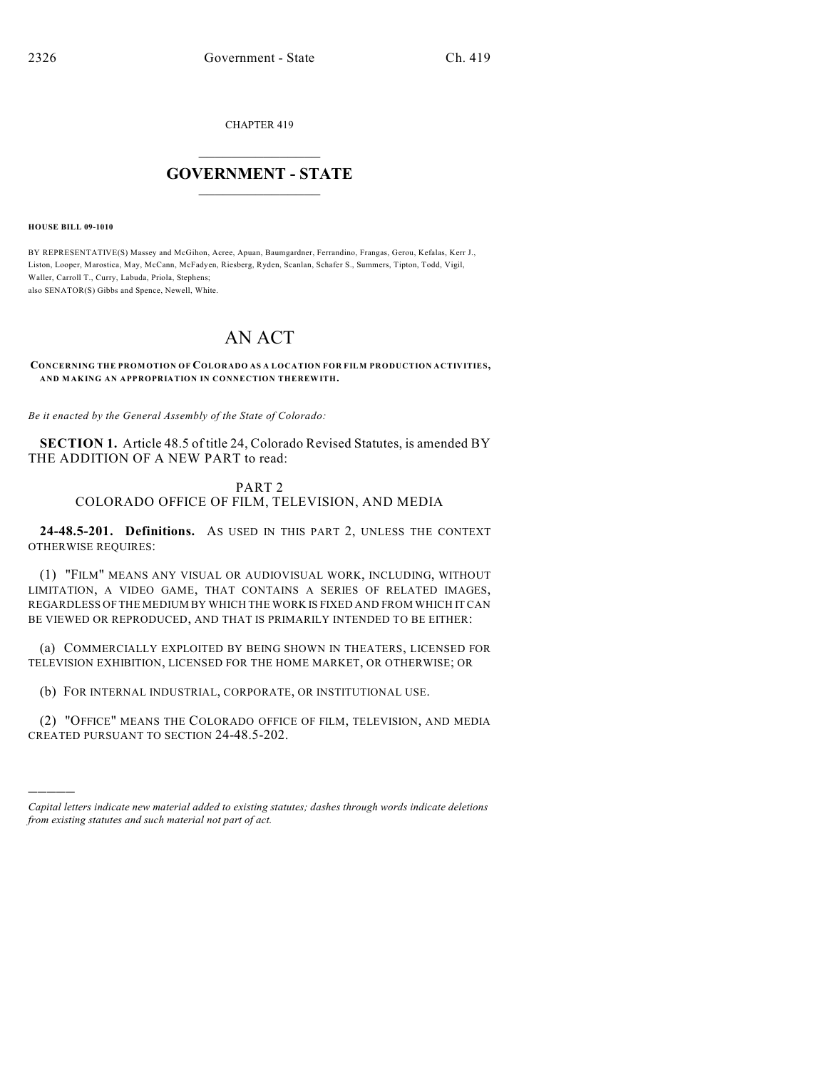CHAPTER 419

# GOVERNMENT - STATE

**HOUSE BILL 09-1010**

BY REPRESENTATIVE(S) Massey and McGihon, Acree, Apuan, Baumgardner, Ferrandino, Frangas, Gerou, Kefalas, Kerr J., Liston, Looper, Marostica, May, McCann, McFadyen, Riesberg, Ryden, Scanlan, Schafer S., Summers, Tipton, Todd, Vigil, Waller, Carroll T., Curry, Labuda, Priola, Stephens;
also SENATOR(S) Gibbs and Spence, Newell, White.

# AN ACT

**CONCERNING THE PROMOTION OF COLORADO AS A LOCATION FOR FILM PRODUCTION ACTIVITIES, AND MAKING AN APPROPRIATION IN CONNECTION THEREWITH.**

*Be it enacted by the General Assembly of the State of Colorado:*

**SECTION 1.** Article 48.5 of title 24, Colorado Revised Statutes, is amended BY THE ADDITION OF A NEW PART to read:

PART 2
COLORADO OFFICE OF FILM, TELEVISION, AND MEDIA

**24-48.5-201. Definitions.** AS USED IN THIS PART 2, UNLESS THE CONTEXT OTHERWISE REQUIRES:

(1) "FILM" MEANS ANY VISUAL OR AUDIOVISUAL WORK, INCLUDING, WITHOUT LIMITATION, A VIDEO GAME, THAT CONTAINS A SERIES OF RELATED IMAGES, REGARDLESS OF THE MEDIUM BY WHICH THE WORK IS FIXED AND FROM WHICH IT CAN BE VIEWED OR REPRODUCED, AND THAT IS PRIMARILY INTENDED TO BE EITHER:

(a) COMMERCIALLY EXPLOITED BY BEING SHOWN IN THEATERS, LICENSED FOR TELEVISION EXHIBITION, LICENSED FOR THE HOME MARKET, OR OTHERWISE; OR

(b) FOR INTERNAL INDUSTRIAL, CORPORATE, OR INSTITUTIONAL USE.

(2) "OFFICE" MEANS THE COLORADO OFFICE OF FILM, TELEVISION, AND MEDIA CREATED PURSUANT TO SECTION 24-48.5-202.

---

*Capital letters indicate new material added to existing statutes; dashes through words indicate deletions from existing statutes and such material not part of act.*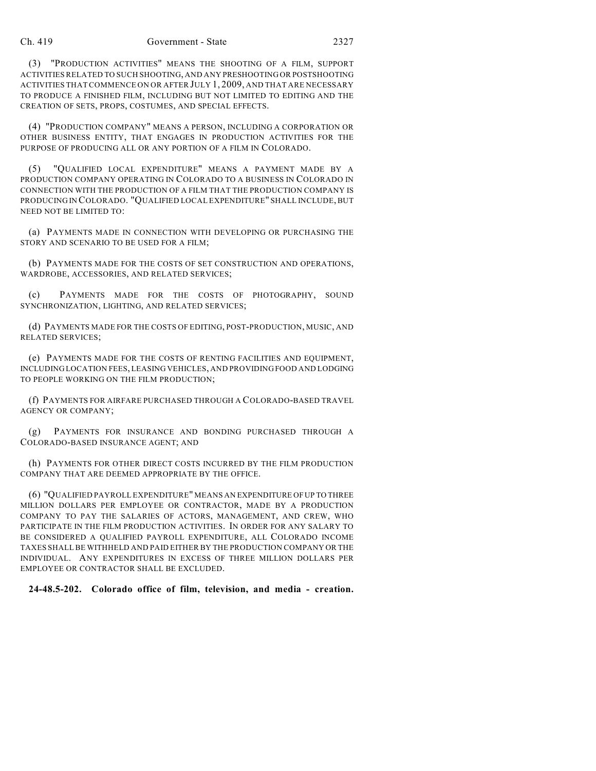(3) "PRODUCTION ACTIVITIES" MEANS THE SHOOTING OF A FILM, SUPPORT ACTIVITIES RELATED TO SUCH SHOOTING, AND ANY PRESHOOTING OR POSTSHOOTING ACTIVITIES THAT COMMENCE ON OR AFTER JULY 1, 2009, AND THAT ARE NECESSARY TO PRODUCE A FINISHED FILM, INCLUDING BUT NOT LIMITED TO EDITING AND THE CREATION OF SETS, PROPS, COSTUMES, AND SPECIAL EFFECTS.

(4) "PRODUCTION COMPANY" MEANS A PERSON, INCLUDING A CORPORATION OR OTHER BUSINESS ENTITY, THAT ENGAGES IN PRODUCTION ACTIVITIES FOR THE PURPOSE OF PRODUCING ALL OR ANY PORTION OF A FILM IN COLORADO.

(5) "QUALIFIED LOCAL EXPENDITURE" MEANS A PAYMENT MADE BY A PRODUCTION COMPANY OPERATING IN COLORADO TO A BUSINESS IN COLORADO IN CONNECTION WITH THE PRODUCTION OF A FILM THAT THE PRODUCTION COMPANY IS PRODUCING IN COLORADO. "QUALIFIED LOCAL EXPENDITURE" SHALL INCLUDE, BUT NEED NOT BE LIMITED TO:

(a) PAYMENTS MADE IN CONNECTION WITH DEVELOPING OR PURCHASING THE STORY AND SCENARIO TO BE USED FOR A FILM;

(b) PAYMENTS MADE FOR THE COSTS OF SET CONSTRUCTION AND OPERATIONS, WARDROBE, ACCESSORIES, AND RELATED SERVICES;

(c) PAYMENTS MADE FOR THE COSTS OF PHOTOGRAPHY, SOUND SYNCHRONIZATION, LIGHTING, AND RELATED SERVICES;

(d) PAYMENTS MADE FOR THE COSTS OF EDITING, POST-PRODUCTION, MUSIC, AND RELATED SERVICES;

(e) PAYMENTS MADE FOR THE COSTS OF RENTING FACILITIES AND EQUIPMENT, INCLUDING LOCATION FEES, LEASING VEHICLES, AND PROVIDING FOOD AND LODGING TO PEOPLE WORKING ON THE FILM PRODUCTION;

(f) PAYMENTS FOR AIRFARE PURCHASED THROUGH A COLORADO-BASED TRAVEL AGENCY OR COMPANY;

(g) PAYMENTS FOR INSURANCE AND BONDING PURCHASED THROUGH A COLORADO-BASED INSURANCE AGENT; AND

(h) PAYMENTS FOR OTHER DIRECT COSTS INCURRED BY THE FILM PRODUCTION COMPANY THAT ARE DEEMED APPROPRIATE BY THE OFFICE.

(6) "QUALIFIED PAYROLL EXPENDITURE" MEANS AN EXPENDITURE OF UP TO THREE MILLION DOLLARS PER EMPLOYEE OR CONTRACTOR, MADE BY A PRODUCTION COMPANY TO PAY THE SALARIES OF ACTORS, MANAGEMENT, AND CREW, WHO PARTICIPATE IN THE FILM PRODUCTION ACTIVITIES. IN ORDER FOR ANY SALARY TO BE CONSIDERED A QUALIFIED PAYROLL EXPENDITURE, ALL COLORADO INCOME TAXES SHALL BE WITHHELD AND PAID EITHER BY THE PRODUCTION COMPANY OR THE INDIVIDUAL. ANY EXPENDITURES IN EXCESS OF THREE MILLION DOLLARS PER EMPLOYEE OR CONTRACTOR SHALL BE EXCLUDED.

**24-48.5-202. Colorado office of film, television, and media - creation.**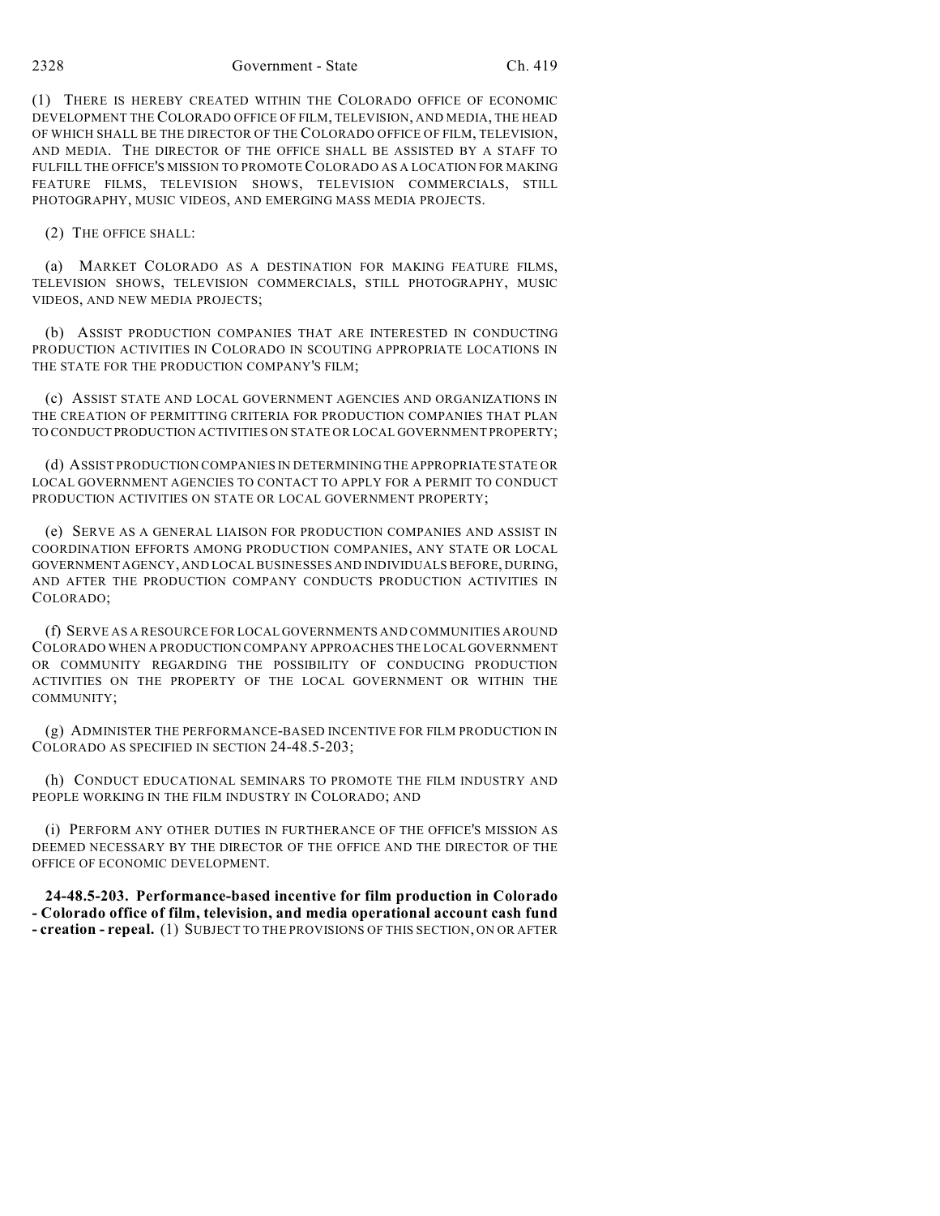(1) THERE IS HEREBY CREATED WITHIN THE COLORADO OFFICE OF ECONOMIC DEVELOPMENT THE COLORADO OFFICE OF FILM, TELEVISION, AND MEDIA, THE HEAD OF WHICH SHALL BE THE DIRECTOR OF THE COLORADO OFFICE OF FILM, TELEVISION, AND MEDIA. THE DIRECTOR OF THE OFFICE SHALL BE ASSISTED BY A STAFF TO FULFILL THE OFFICE'S MISSION TO PROMOTE COLORADO AS A LOCATION FOR MAKING FEATURE FILMS, TELEVISION SHOWS, TELEVISION COMMERCIALS, STILL PHOTOGRAPHY, MUSIC VIDEOS, AND EMERGING MASS MEDIA PROJECTS.

(2) THE OFFICE SHALL:

(a) MARKET COLORADO AS A DESTINATION FOR MAKING FEATURE FILMS, TELEVISION SHOWS, TELEVISION COMMERCIALS, STILL PHOTOGRAPHY, MUSIC VIDEOS, AND NEW MEDIA PROJECTS;

(b) ASSIST PRODUCTION COMPANIES THAT ARE INTERESTED IN CONDUCTING PRODUCTION ACTIVITIES IN COLORADO IN SCOUTING APPROPRIATE LOCATIONS IN THE STATE FOR THE PRODUCTION COMPANY'S FILM;

(c) ASSIST STATE AND LOCAL GOVERNMENT AGENCIES AND ORGANIZATIONS IN THE CREATION OF PERMITTING CRITERIA FOR PRODUCTION COMPANIES THAT PLAN TO CONDUCT PRODUCTION ACTIVITIES ON STATE OR LOCAL GOVERNMENT PROPERTY;

(d) ASSIST PRODUCTION COMPANIES IN DETERMINING THE APPROPRIATE STATE OR LOCAL GOVERNMENT AGENCIES TO CONTACT TO APPLY FOR A PERMIT TO CONDUCT PRODUCTION ACTIVITIES ON STATE OR LOCAL GOVERNMENT PROPERTY;

(e) SERVE AS A GENERAL LIAISON FOR PRODUCTION COMPANIES AND ASSIST IN COORDINATION EFFORTS AMONG PRODUCTION COMPANIES, ANY STATE OR LOCAL GOVERNMENT AGENCY, AND LOCAL BUSINESSES AND INDIVIDUALS BEFORE, DURING, AND AFTER THE PRODUCTION COMPANY CONDUCTS PRODUCTION ACTIVITIES IN COLORADO;

(f) SERVE AS A RESOURCE FOR LOCAL GOVERNMENTS AND COMMUNITIES AROUND COLORADO WHEN A PRODUCTION COMPANY APPROACHES THE LOCAL GOVERNMENT OR COMMUNITY REGARDING THE POSSIBILITY OF CONDUCING PRODUCTION ACTIVITIES ON THE PROPERTY OF THE LOCAL GOVERNMENT OR WITHIN THE COMMUNITY;

(g) ADMINISTER THE PERFORMANCE-BASED INCENTIVE FOR FILM PRODUCTION IN COLORADO AS SPECIFIED IN SECTION 24-48.5-203;

(h) CONDUCT EDUCATIONAL SEMINARS TO PROMOTE THE FILM INDUSTRY AND PEOPLE WORKING IN THE FILM INDUSTRY IN COLORADO; AND

(i) PERFORM ANY OTHER DUTIES IN FURTHERANCE OF THE OFFICE'S MISSION AS DEEMED NECESSARY BY THE DIRECTOR OF THE OFFICE AND THE DIRECTOR OF THE OFFICE OF ECONOMIC DEVELOPMENT.

**24-48.5-203. Performance-based incentive for film production in Colorado - Colorado office of film, television, and media operational account cash fund - creation - repeal.** (1) SUBJECT TO THE PROVISIONS OF THIS SECTION, ON OR AFTER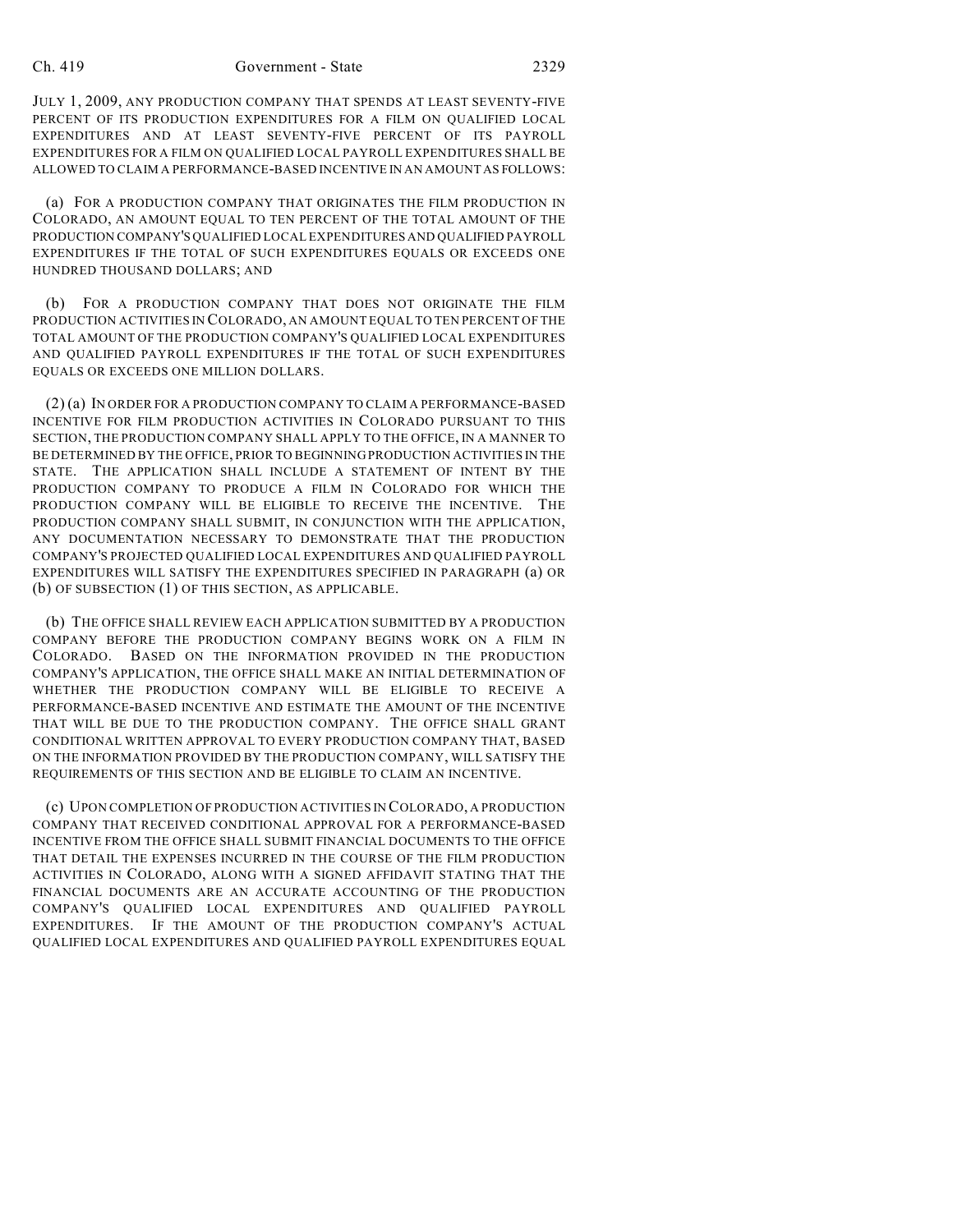JULY 1, 2009, ANY PRODUCTION COMPANY THAT SPENDS AT LEAST SEVENTY-FIVE PERCENT OF ITS PRODUCTION EXPENDITURES FOR A FILM ON QUALIFIED LOCAL EXPENDITURES AND AT LEAST SEVENTY-FIVE PERCENT OF ITS PAYROLL EXPENDITURES FOR A FILM ON QUALIFIED LOCAL PAYROLL EXPENDITURES SHALL BE ALLOWED TO CLAIM A PERFORMANCE-BASED INCENTIVE IN AN AMOUNT AS FOLLOWS:

(a) FOR A PRODUCTION COMPANY THAT ORIGINATES THE FILM PRODUCTION IN COLORADO, AN AMOUNT EQUAL TO TEN PERCENT OF THE TOTAL AMOUNT OF THE PRODUCTION COMPANY'S QUALIFIED LOCAL EXPENDITURES AND QUALIFIED PAYROLL EXPENDITURES IF THE TOTAL OF SUCH EXPENDITURES EQUALS OR EXCEEDS ONE HUNDRED THOUSAND DOLLARS; AND

(b) FOR A PRODUCTION COMPANY THAT DOES NOT ORIGINATE THE FILM PRODUCTION ACTIVITIES IN COLORADO, AN AMOUNT EQUAL TO TEN PERCENT OF THE TOTAL AMOUNT OF THE PRODUCTION COMPANY'S QUALIFIED LOCAL EXPENDITURES AND QUALIFIED PAYROLL EXPENDITURES IF THE TOTAL OF SUCH EXPENDITURES EQUALS OR EXCEEDS ONE MILLION DOLLARS.

(2) (a) IN ORDER FOR A PRODUCTION COMPANY TO CLAIM A PERFORMANCE-BASED INCENTIVE FOR FILM PRODUCTION ACTIVITIES IN COLORADO PURSUANT TO THIS SECTION, THE PRODUCTION COMPANY SHALL APPLY TO THE OFFICE, IN A MANNER TO BE DETERMINED BY THE OFFICE, PRIOR TO BEGINNING PRODUCTION ACTIVITIES IN THE STATE. THE APPLICATION SHALL INCLUDE A STATEMENT OF INTENT BY THE PRODUCTION COMPANY TO PRODUCE A FILM IN COLORADO FOR WHICH THE PRODUCTION COMPANY WILL BE ELIGIBLE TO RECEIVE THE INCENTIVE. THE PRODUCTION COMPANY SHALL SUBMIT, IN CONJUNCTION WITH THE APPLICATION, ANY DOCUMENTATION NECESSARY TO DEMONSTRATE THAT THE PRODUCTION COMPANY'S PROJECTED QUALIFIED LOCAL EXPENDITURES AND QUALIFIED PAYROLL EXPENDITURES WILL SATISFY THE EXPENDITURES SPECIFIED IN PARAGRAPH (a) OR (b) OF SUBSECTION (1) OF THIS SECTION, AS APPLICABLE.

(b) THE OFFICE SHALL REVIEW EACH APPLICATION SUBMITTED BY A PRODUCTION COMPANY BEFORE THE PRODUCTION COMPANY BEGINS WORK ON A FILM IN COLORADO. BASED ON THE INFORMATION PROVIDED IN THE PRODUCTION COMPANY'S APPLICATION, THE OFFICE SHALL MAKE AN INITIAL DETERMINATION OF WHETHER THE PRODUCTION COMPANY WILL BE ELIGIBLE TO RECEIVE A PERFORMANCE-BASED INCENTIVE AND ESTIMATE THE AMOUNT OF THE INCENTIVE THAT WILL BE DUE TO THE PRODUCTION COMPANY. THE OFFICE SHALL GRANT CONDITIONAL WRITTEN APPROVAL TO EVERY PRODUCTION COMPANY THAT, BASED ON THE INFORMATION PROVIDED BY THE PRODUCTION COMPANY, WILL SATISFY THE REQUIREMENTS OF THIS SECTION AND BE ELIGIBLE TO CLAIM AN INCENTIVE.

(c) UPON COMPLETION OF PRODUCTION ACTIVITIES IN COLORADO, A PRODUCTION COMPANY THAT RECEIVED CONDITIONAL APPROVAL FOR A PERFORMANCE-BASED INCENTIVE FROM THE OFFICE SHALL SUBMIT FINANCIAL DOCUMENTS TO THE OFFICE THAT DETAIL THE EXPENSES INCURRED IN THE COURSE OF THE FILM PRODUCTION ACTIVITIES IN COLORADO, ALONG WITH A SIGNED AFFIDAVIT STATING THAT THE FINANCIAL DOCUMENTS ARE AN ACCURATE ACCOUNTING OF THE PRODUCTION COMPANY'S QUALIFIED LOCAL EXPENDITURES AND QUALIFIED PAYROLL EXPENDITURES. IF THE AMOUNT OF THE PRODUCTION COMPANY'S ACTUAL QUALIFIED LOCAL EXPENDITURES AND QUALIFIED PAYROLL EXPENDITURES EQUAL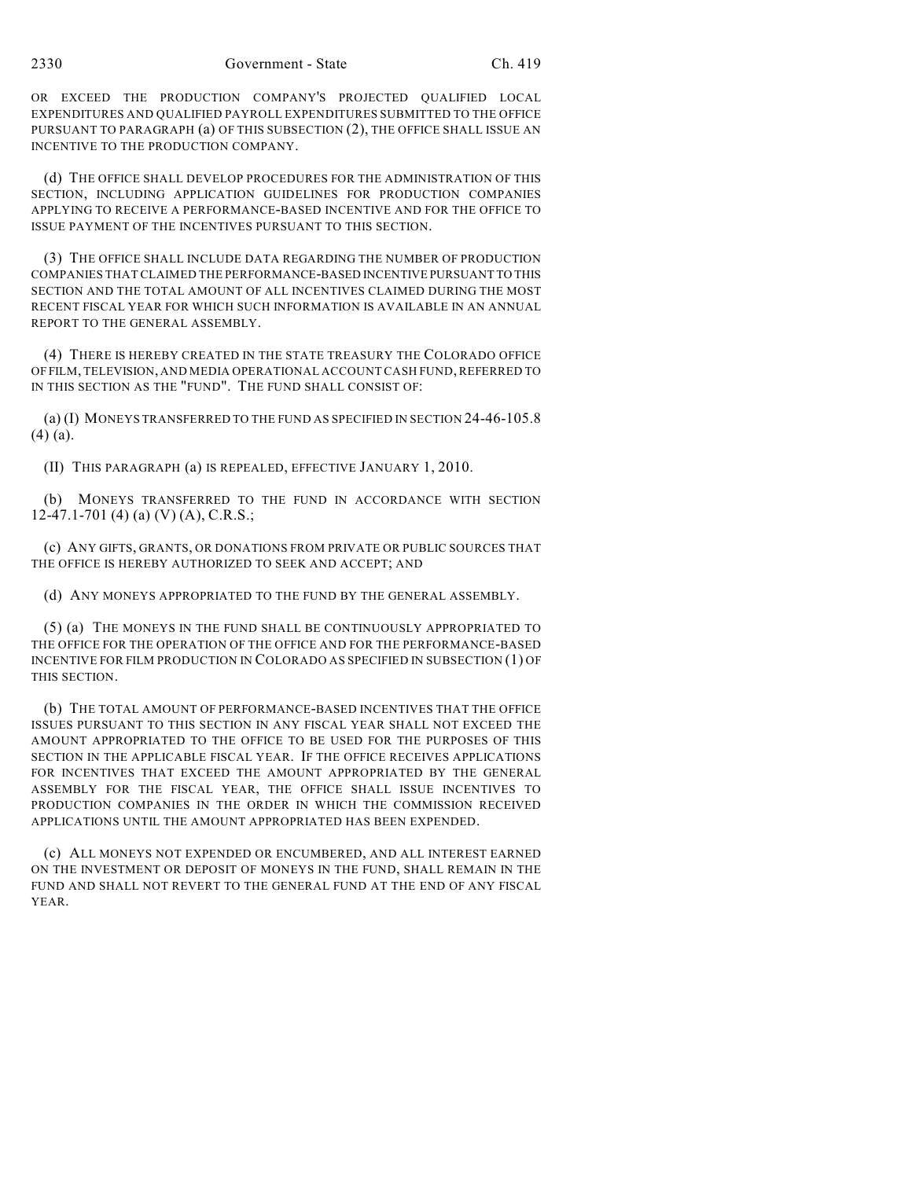OR EXCEED THE PRODUCTION COMPANY'S PROJECTED QUALIFIED LOCAL EXPENDITURES AND QUALIFIED PAYROLL EXPENDITURES SUBMITTED TO THE OFFICE PURSUANT TO PARAGRAPH (a) OF THIS SUBSECTION (2), THE OFFICE SHALL ISSUE AN INCENTIVE TO THE PRODUCTION COMPANY.

(d) THE OFFICE SHALL DEVELOP PROCEDURES FOR THE ADMINISTRATION OF THIS SECTION, INCLUDING APPLICATION GUIDELINES FOR PRODUCTION COMPANIES APPLYING TO RECEIVE A PERFORMANCE-BASED INCENTIVE AND FOR THE OFFICE TO ISSUE PAYMENT OF THE INCENTIVES PURSUANT TO THIS SECTION.

(3) THE OFFICE SHALL INCLUDE DATA REGARDING THE NUMBER OF PRODUCTION COMPANIES THAT CLAIMED THE PERFORMANCE-BASED INCENTIVE PURSUANT TO THIS SECTION AND THE TOTAL AMOUNT OF ALL INCENTIVES CLAIMED DURING THE MOST RECENT FISCAL YEAR FOR WHICH SUCH INFORMATION IS AVAILABLE IN AN ANNUAL REPORT TO THE GENERAL ASSEMBLY.

(4) THERE IS HEREBY CREATED IN THE STATE TREASURY THE COLORADO OFFICE OF FILM, TELEVISION, AND MEDIA OPERATIONAL ACCOUNT CASH FUND, REFERRED TO IN THIS SECTION AS THE "FUND". THE FUND SHALL CONSIST OF:

(a) (I) MONEYS TRANSFERRED TO THE FUND AS SPECIFIED IN SECTION 24-46-105.8 (4) (a).

(II) THIS PARAGRAPH (a) IS REPEALED, EFFECTIVE JANUARY 1, 2010.

(b) MONEYS TRANSFERRED TO THE FUND IN ACCORDANCE WITH SECTION 12-47.1-701 (4) (a) (V) (A), C.R.S.;

(c) ANY GIFTS, GRANTS, OR DONATIONS FROM PRIVATE OR PUBLIC SOURCES THAT THE OFFICE IS HEREBY AUTHORIZED TO SEEK AND ACCEPT; AND

(d) ANY MONEYS APPROPRIATED TO THE FUND BY THE GENERAL ASSEMBLY.

(5) (a) THE MONEYS IN THE FUND SHALL BE CONTINUOUSLY APPROPRIATED TO THE OFFICE FOR THE OPERATION OF THE OFFICE AND FOR THE PERFORMANCE-BASED INCENTIVE FOR FILM PRODUCTION IN COLORADO AS SPECIFIED IN SUBSECTION (1) OF THIS SECTION.

(b) THE TOTAL AMOUNT OF PERFORMANCE-BASED INCENTIVES THAT THE OFFICE ISSUES PURSUANT TO THIS SECTION IN ANY FISCAL YEAR SHALL NOT EXCEED THE AMOUNT APPROPRIATED TO THE OFFICE TO BE USED FOR THE PURPOSES OF THIS SECTION IN THE APPLICABLE FISCAL YEAR. IF THE OFFICE RECEIVES APPLICATIONS FOR INCENTIVES THAT EXCEED THE AMOUNT APPROPRIATED BY THE GENERAL ASSEMBLY FOR THE FISCAL YEAR, THE OFFICE SHALL ISSUE INCENTIVES TO PRODUCTION COMPANIES IN THE ORDER IN WHICH THE COMMISSION RECEIVED APPLICATIONS UNTIL THE AMOUNT APPROPRIATED HAS BEEN EXPENDED.

(c) ALL MONEYS NOT EXPENDED OR ENCUMBERED, AND ALL INTEREST EARNED ON THE INVESTMENT OR DEPOSIT OF MONEYS IN THE FUND, SHALL REMAIN IN THE FUND AND SHALL NOT REVERT TO THE GENERAL FUND AT THE END OF ANY FISCAL YEAR.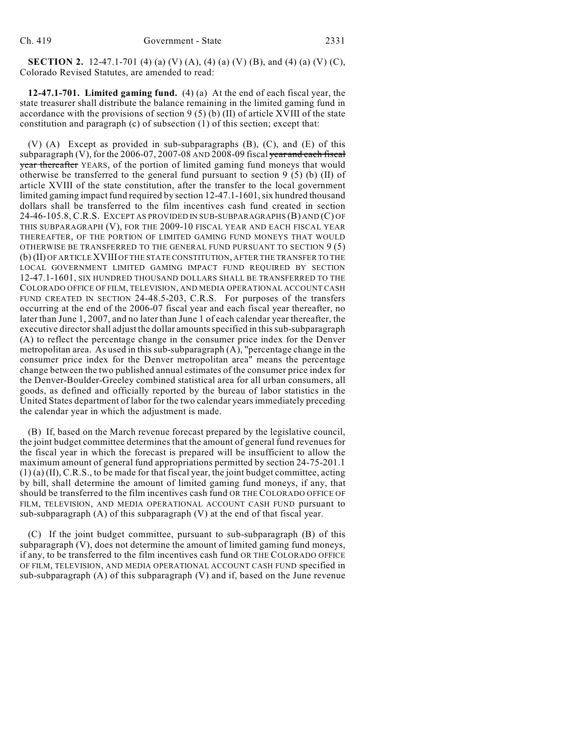**SECTION 2.** 12-47.1-701 (4) (a) (V) (A), (4) (a) (V) (B), and (4) (a) (V) (C), Colorado Revised Statutes, are amended to read:

**12-47.1-701. Limited gaming fund.** (4) (a) At the end of each fiscal year, the state treasurer shall distribute the balance remaining in the limited gaming fund in accordance with the provisions of section 9 (5) (b) (II) of article XVIII of the state constitution and paragraph (c) of subsection (1) of this section; except that:

(V) (A) Except as provided in sub-subparagraphs (B), (C), and (E) of this subparagraph (V), for the 2006-07, 2007-08 AND 2008-09 fiscal ~~year and each fiscal year thereafter~~ YEARS, of the portion of limited gaming fund moneys that would otherwise be transferred to the general fund pursuant to section 9 (5) (b) (II) of article XVIII of the state constitution, after the transfer to the local government limited gaming impact fund required by section 12-47.1-1601, six hundred thousand dollars shall be transferred to the film incentives cash fund created in section 24-46-105.8, C.R.S. EXCEPT AS PROVIDED IN SUB-SUBPARAGRAPHS (B) AND (C) OF THIS SUBPARAGRAPH (V), FOR THE 2009-10 FISCAL YEAR AND EACH FISCAL YEAR THEREAFTER, OF THE PORTION OF LIMITED GAMING FUND MONEYS THAT WOULD OTHERWISE BE TRANSFERRED TO THE GENERAL FUND PURSUANT TO SECTION 9 (5) (b) (II) OF ARTICLE XVIII OF THE STATE CONSTITUTION, AFTER THE TRANSFER TO THE LOCAL GOVERNMENT LIMITED GAMING IMPACT FUND REQUIRED BY SECTION 12-47.1-1601, SIX HUNDRED THOUSAND DOLLARS SHALL BE TRANSFERRED TO THE COLORADO OFFICE OF FILM, TELEVISION, AND MEDIA OPERATIONAL ACCOUNT CASH FUND CREATED IN SECTION 24-48.5-203, C.R.S. For purposes of the transfers occurring at the end of the 2006-07 fiscal year and each fiscal year thereafter, no later than June 1, 2007, and no later than June 1 of each calendar year thereafter, the executive director shall adjust the dollar amounts specified in this sub-subparagraph (A) to reflect the percentage change in the consumer price index for the Denver metropolitan area. As used in this sub-subparagraph (A), "percentage change in the consumer price index for the Denver metropolitan area" means the percentage change between the two published annual estimates of the consumer price index for the Denver-Boulder-Greeley combined statistical area for all urban consumers, all goods, as defined and officially reported by the bureau of labor statistics in the United States department of labor for the two calendar years immediately preceding the calendar year in which the adjustment is made.

(B) If, based on the March revenue forecast prepared by the legislative council, the joint budget committee determines that the amount of general fund revenues for the fiscal year in which the forecast is prepared will be insufficient to allow the maximum amount of general fund appropriations permitted by section 24-75-201.1 (1) (a) (II), C.R.S., to be made for that fiscal year, the joint budget committee, acting by bill, shall determine the amount of limited gaming fund moneys, if any, that should be transferred to the film incentives cash fund OR THE COLORADO OFFICE OF FILM, TELEVISION, AND MEDIA OPERATIONAL ACCOUNT CASH FUND pursuant to sub-subparagraph (A) of this subparagraph (V) at the end of that fiscal year.

(C) If the joint budget committee, pursuant to sub-subparagraph (B) of this subparagraph (V), does not determine the amount of limited gaming fund moneys, if any, to be transferred to the film incentives cash fund OR THE COLORADO OFFICE OF FILM, TELEVISION, AND MEDIA OPERATIONAL ACCOUNT CASH FUND specified in sub-subparagraph (A) of this subparagraph (V) and if, based on the June revenue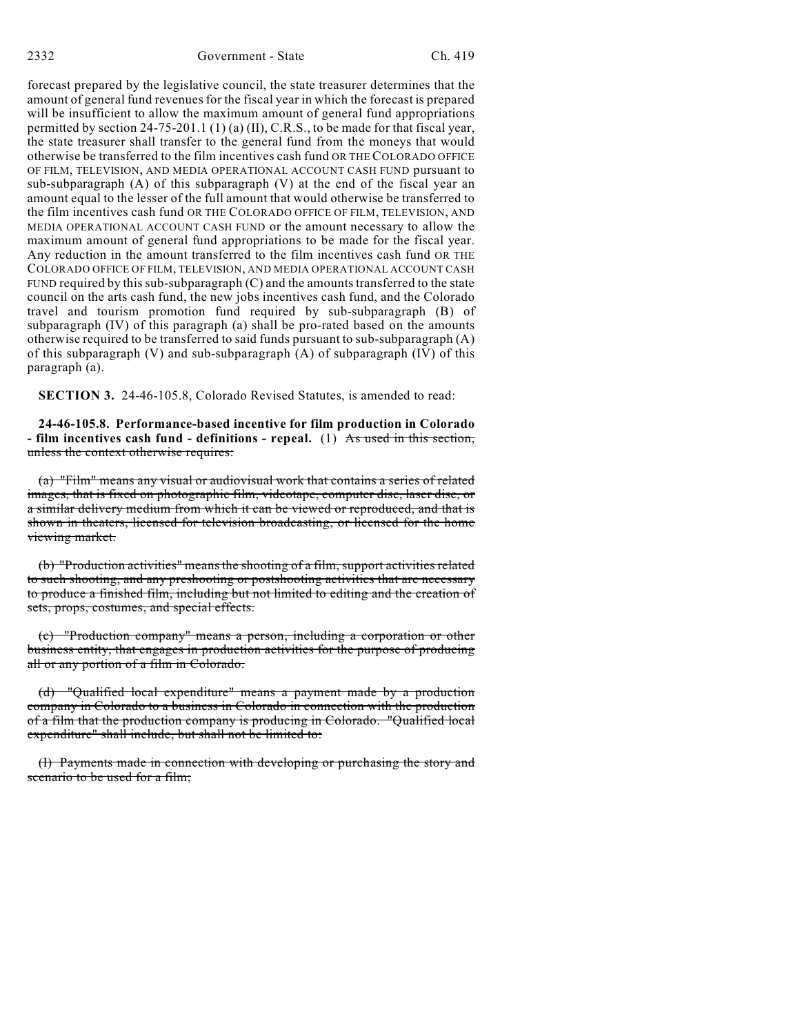forecast prepared by the legislative council, the state treasurer determines that the amount of general fund revenues for the fiscal year in which the forecast is prepared will be insufficient to allow the maximum amount of general fund appropriations permitted by section 24-75-201.1 (1) (a) (II), C.R.S., to be made for that fiscal year, the state treasurer shall transfer to the general fund from the moneys that would otherwise be transferred to the film incentives cash fund OR THE COLORADO OFFICE OF FILM, TELEVISION, AND MEDIA OPERATIONAL ACCOUNT CASH FUND pursuant to sub-subparagraph (A) of this subparagraph (V) at the end of the fiscal year an amount equal to the lesser of the full amount that would otherwise be transferred to the film incentives cash fund OR THE COLORADO OFFICE OF FILM, TELEVISION, AND MEDIA OPERATIONAL ACCOUNT CASH FUND or the amount necessary to allow the maximum amount of general fund appropriations to be made for the fiscal year. Any reduction in the amount transferred to the film incentives cash fund OR THE COLORADO OFFICE OF FILM, TELEVISION, AND MEDIA OPERATIONAL ACCOUNT CASH FUND required by this sub-subparagraph (C) and the amounts transferred to the state council on the arts cash fund, the new jobs incentives cash fund, and the Colorado travel and tourism promotion fund required by sub-subparagraph (B) of subparagraph (IV) of this paragraph (a) shall be pro-rated based on the amounts otherwise required to be transferred to said funds pursuant to sub-subparagraph (A) of this subparagraph (V) and sub-subparagraph (A) of subparagraph (IV) of this paragraph (a).

**SECTION 3.** 24-46-105.8, Colorado Revised Statutes, is amended to read:

**24-46-105.8. Performance-based incentive for film production in Colorado - film incentives cash fund - definitions - repeal.** (1) ~~As used in this section, unless the context otherwise requires:~~

~~(a) "Film" means any visual or audiovisual work that contains a series of related images, that is fixed on photographic film, videotape, computer disc, laser disc, or a similar delivery medium from which it can be viewed or reproduced, and that is shown in theaters, licensed for television broadcasting, or licensed for the home viewing market.~~

~~(b) "Production activities" means the shooting of a film, support activities related to such shooting, and any preshooting or postshooting activities that are necessary to produce a finished film, including but not limited to editing and the creation of sets, props, costumes, and special effects.~~

~~(c) "Production company" means a person, including a corporation or other business entity, that engages in production activities for the purpose of producing all or any portion of a film in Colorado.~~

~~(d) "Qualified local expenditure" means a payment made by a production company in Colorado to a business in Colorado in connection with the production of a film that the production company is producing in Colorado. "Qualified local expenditure" shall include, but shall not be limited to:~~

~~(I) Payments made in connection with developing or purchasing the story and scenario to be used for a film;~~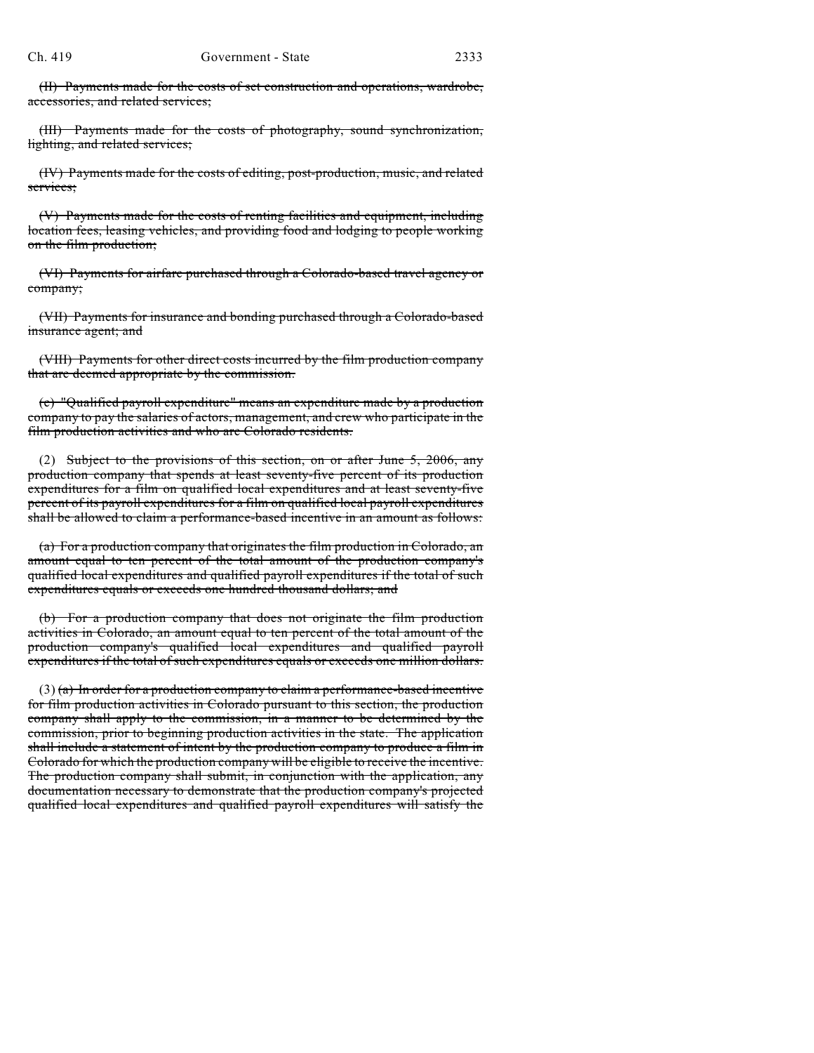~~(II) Payments made for the costs of set construction and operations, wardrobe, accessories, and related services;~~

~~(III) Payments made for the costs of photography, sound synchronization, lighting, and related services;~~

~~(IV) Payments made for the costs of editing, post-production, music, and related services;~~

~~(V) Payments made for the costs of renting facilities and equipment, including location fees, leasing vehicles, and providing food and lodging to people working on the film production;~~

~~(VI) Payments for airfare purchased through a Colorado-based travel agency or company;~~

~~(VII) Payments for insurance and bonding purchased through a Colorado-based insurance agent; and~~

~~(VIII) Payments for other direct costs incurred by the film production company that are deemed appropriate by the commission.~~

~~(c) "Qualified payroll expenditure" means an expenditure made by a production company to pay the salaries of actors, management, and crew who participate in the film production activities and who are Colorado residents.~~

(2) ~~Subject to the provisions of this section, on or after June 5, 2006, any production company that spends at least seventy-five percent of its production expenditures for a film on qualified local expenditures and at least seventy-five percent of its payroll expenditures for a film on qualified local payroll expenditures shall be allowed to claim a performance-based incentive in an amount as follows:~~

~~(a) For a production company that originates the film production in Colorado, an amount equal to ten percent of the total amount of the production company's qualified local expenditures and qualified payroll expenditures if the total of such expenditures equals or exceeds one hundred thousand dollars; and~~

~~(b) For a production company that does not originate the film production activities in Colorado, an amount equal to ten percent of the total amount of the production company's qualified local expenditures and qualified payroll expenditures if the total of such expenditures equals or exceeds one million dollars.~~

(3) ~~(a) In order for a production company to claim a performance-based incentive for film production activities in Colorado pursuant to this section, the production company shall apply to the commission, in a manner to be determined by the commission, prior to beginning production activities in the state. The application shall include a statement of intent by the production company to produce a film in Colorado for which the production company will be eligible to receive the incentive. The production company shall submit, in conjunction with the application, any documentation necessary to demonstrate that the production company's projected qualified local expenditures and qualified payroll expenditures will satisfy the~~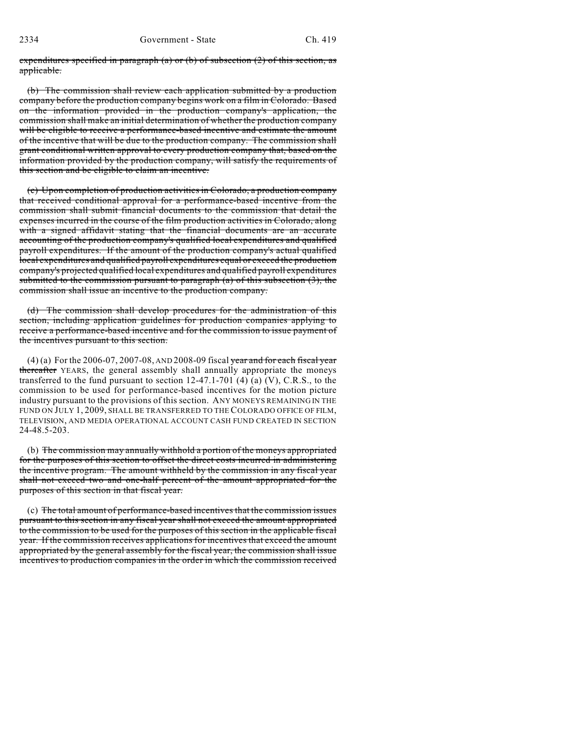~~expenditures specified in paragraph (a) or (b) of subsection (2) of this section, as applicable.~~

(b) ~~The commission shall review each application submitted by a production company before the production company begins work on a film in Colorado. Based on the information provided in the production company's application, the commission shall make an initial determination of whether the production company will be eligible to receive a performance-based incentive and estimate the amount of the incentive that will be due to the production company. The commission shall grant conditional written approval to every production company that, based on the information provided by the production company, will satisfy the requirements of this section and be eligible to claim an incentive.~~

(c) ~~Upon completion of production activities in Colorado, a production company that received conditional approval for a performance-based incentive from the commission shall submit financial documents to the commission that detail the expenses incurred in the course of the film production activities in Colorado, along with a signed affidavit stating that the financial documents are an accurate accounting of the production company's qualified local expenditures and qualified payroll expenditures. If the amount of the production company's actual qualified local expenditures and qualified payroll expenditures equal or exceed the production company's projected qualified local expenditures and qualified payroll expenditures submitted to the commission pursuant to paragraph (a) of this subsection (3), the commission shall issue an incentive to the production company.~~

(d) ~~The commission shall develop procedures for the administration of this section, including application guidelines for production companies applying to receive a performance-based incentive and for the commission to issue payment of the incentives pursuant to this section.~~

(4) (a) For the 2006-07, 2007-08, AND 2008-09 fiscal ~~year and for each fiscal year thereafter~~ YEARS, the general assembly shall annually appropriate the moneys transferred to the fund pursuant to section 12-47.1-701 (4) (a) (V), C.R.S., to the commission to be used for performance-based incentives for the motion picture industry pursuant to the provisions of this section. ANY MONEYS REMAINING IN THE FUND ON JULY 1, 2009, SHALL BE TRANSFERRED TO THE COLORADO OFFICE OF FILM, TELEVISION, AND MEDIA OPERATIONAL ACCOUNT CASH FUND CREATED IN SECTION 24-48.5-203.

(b) ~~The commission may annually withhold a portion of the moneys appropriated for the purposes of this section to offset the direct costs incurred in administering the incentive program. The amount withheld by the commission in any fiscal year shall not exceed two and one-half percent of the amount appropriated for the purposes of this section in that fiscal year.~~

(c) ~~The total amount of performance-based incentives that the commission issues pursuant to this section in any fiscal year shall not exceed the amount appropriated to the commission to be used for the purposes of this section in the applicable fiscal year. If the commission receives applications for incentives that exceed the amount appropriated by the general assembly for the fiscal year, the commission shall issue incentives to production companies in the order in which the commission received~~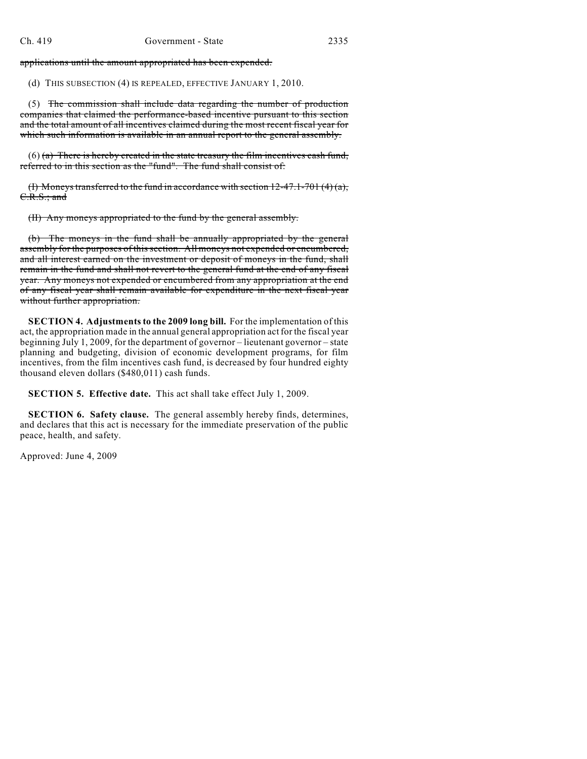~~applications until the amount appropriated has been expended.~~

(d) THIS SUBSECTION (4) IS REPEALED, EFFECTIVE JANUARY 1, 2010.

(5) ~~The commission shall include data regarding the number of production companies that claimed the performance-based incentive pursuant to this section and the total amount of all incentives claimed during the most recent fiscal year for which such information is available in an annual report to the general assembly.~~

(6) ~~(a) There is hereby created in the state treasury the film incentives cash fund, referred to in this section as the "fund". The fund shall consist of:~~

~~(I) Moneys transferred to the fund in accordance with section 12-47.1-701 (4) (a), C.R.S.; and~~

~~(II) Any moneys appropriated to the fund by the general assembly.~~

~~(b) The moneys in the fund shall be annually appropriated by the general assembly for the purposes of this section. All moneys not expended or encumbered, and all interest earned on the investment or deposit of moneys in the fund, shall remain in the fund and shall not revert to the general fund at the end of any fiscal year. Any moneys not expended or encumbered from any appropriation at the end of any fiscal year shall remain available for expenditure in the next fiscal year without further appropriation.~~

**SECTION 4. Adjustments to the 2009 long bill.** For the implementation of this act, the appropriation made in the annual general appropriation act for the fiscal year beginning July 1, 2009, for the department of governor – lieutenant governor – state planning and budgeting, division of economic development programs, for film incentives, from the film incentives cash fund, is decreased by four hundred eighty thousand eleven dollars ($480,011) cash funds.

**SECTION 5. Effective date.** This act shall take effect July 1, 2009.

**SECTION 6. Safety clause.** The general assembly hereby finds, determines, and declares that this act is necessary for the immediate preservation of the public peace, health, and safety.

Approved: June 4, 2009